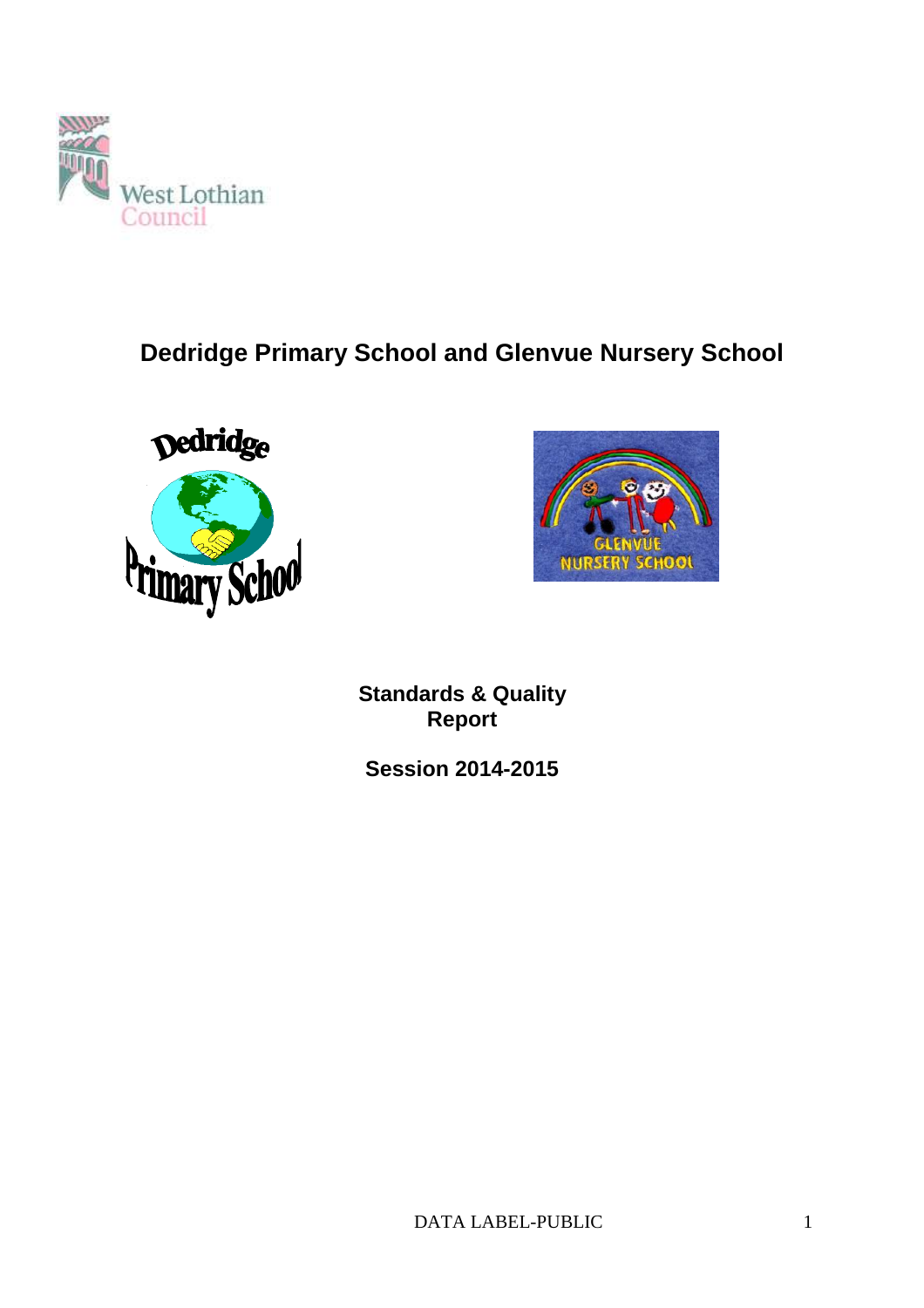# Dedridge Primary School and Glenvue Nursery School

**Standards & Quality Report**

**Session 2014-2015**

DATA LABEL-PUBLIC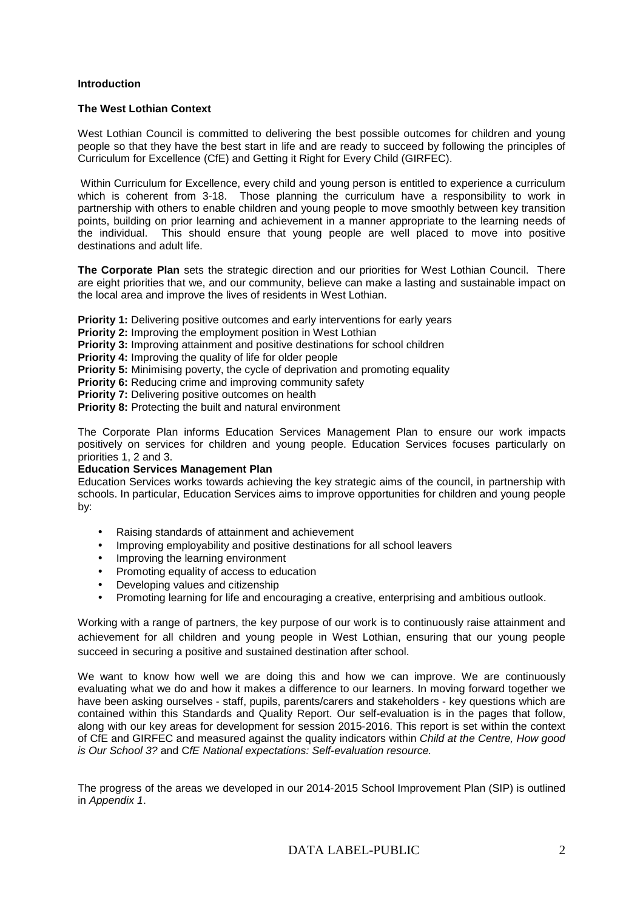**Introduction**

**The West Lothian Context**

West Lothian Council is committed to delivering the best possible outcomes for children and young people so that they have the best start in life and are ready to succeed by following the principles of Curriculum for Excellence (CfE) and Getting it Right for Every Child (GIRFEC).

Within Curriculum for Excellence, every child and young person is entitled to experience a curriculum which is coherent from 3-18. Those planning the curriculum have a responsibility to work in partnership with others to enable children and young people to move smoothly between key transition points, building on prior learning and achievement in a manner appropriate to the learning needs of the individual. This should ensure that young people are well placed to move into positive destinations and adult life.

**The Corporate Plan** sets the strategic direction and our priorities for West Lothian Council. There are eight priorities that we, and our community, believe can make a lasting and sustainable impact on the local area and improve the lives of residents in West Lothian.

**Priority 1:** Delivering positive outcomes and early interventions for early years
**Priority 2:** Improving the employment position in West Lothian
**Priority 3:** Improving attainment and positive destinations for school children
**Priority 4:** Improving the quality of life for older people
**Priority 5:** Minimising poverty, the cycle of deprivation and promoting equality
**Priority 6:** Reducing crime and improving community safety
**Priority 7:** Delivering positive outcomes on health
**Priority 8:** Protecting the built and natural environment

The Corporate Plan informs Education Services Management Plan to ensure our work impacts positively on services for children and young people. Education Services focuses particularly on priorities 1, 2 and 3.

**Education Services Management Plan**

Education Services works towards achieving the key strategic aims of the council, in partnership with schools. In particular, Education Services aims to improve opportunities for children and young people by:

- Raising standards of attainment and achievement
- Improving employability and positive destinations for all school leavers
- Improving the learning environment
- Promoting equality of access to education
- Developing values and citizenship
- Promoting learning for life and encouraging a creative, enterprising and ambitious outlook.

Working with a range of partners, the key purpose of our work is to continuously raise attainment and achievement for all children and young people in West Lothian, ensuring that our young people succeed in securing a positive and sustained destination after school.

We want to know how well we are doing this and how we can improve. We are continuously evaluating what we do and how it makes a difference to our learners. In moving forward together we have been asking ourselves - staff, pupils, parents/carers and stakeholders - key questions which are contained within this Standards and Quality Report. Our self-evaluation is in the pages that follow, along with our key areas for development for session 2015-2016. This report is set within the context of CfE and GIRFEC and measured against the quality indicators within *Child at the Centre, How good is Our School 3?* and C*fE National expectations: Self-evaluation resource.*

The progress of the areas we developed in our 2014-2015 School Improvement Plan (SIP) is outlined in *Appendix 1*.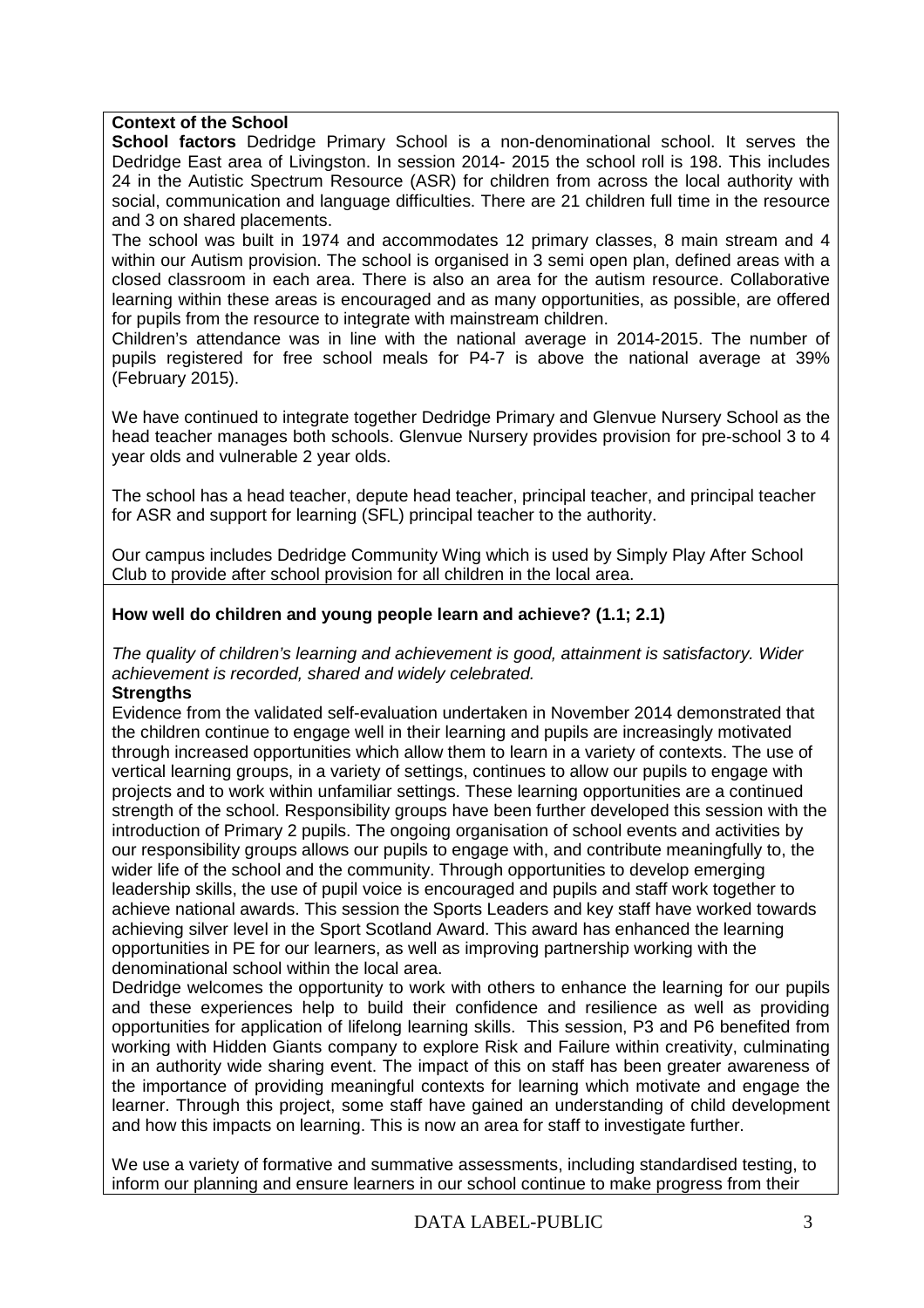**Context of the School**

**School factors** Dedridge Primary School is a non-denominational school. It serves the Dedridge East area of Livingston. In session 2014- 2015 the school roll is 198. This includes 24 in the Autistic Spectrum Resource (ASR) for children from across the local authority with social, communication and language difficulties. There are 21 children full time in the resource and 3 on shared placements.

The school was built in 1974 and accommodates 12 primary classes, 8 main stream and 4 within our Autism provision. The school is organised in 3 semi open plan, defined areas with a closed classroom in each area. There is also an area for the autism resource. Collaborative learning within these areas is encouraged and as many opportunities, as possible, are offered for pupils from the resource to integrate with mainstream children.

Children's attendance was in line with the national average in 2014-2015. The number of pupils registered for free school meals for P4-7 is above the national average at 39% (February 2015).

We have continued to integrate together Dedridge Primary and Glenvue Nursery School as the head teacher manages both schools. Glenvue Nursery provides provision for pre-school 3 to 4 year olds and vulnerable 2 year olds.

The school has a head teacher, depute head teacher, principal teacher, and principal teacher for ASR and support for learning (SFL) principal teacher to the authority.

Our campus includes Dedridge Community Wing which is used by Simply Play After School Club to provide after school provision for all children in the local area.

**How well do children and young people learn and achieve? (1.1; 2.1)**

*The quality of children's learning and achievement is good, attainment is satisfactory. Wider achievement is recorded, shared and widely celebrated.*

**Strengths**

Evidence from the validated self-evaluation undertaken in November 2014 demonstrated that the children continue to engage well in their learning and pupils are increasingly motivated through increased opportunities which allow them to learn in a variety of contexts. The use of vertical learning groups, in a variety of settings, continues to allow our pupils to engage with projects and to work within unfamiliar settings. These learning opportunities are a continued strength of the school. Responsibility groups have been further developed this session with the introduction of Primary 2 pupils. The ongoing organisation of school events and activities by our responsibility groups allows our pupils to engage with, and contribute meaningfully to, the wider life of the school and the community. Through opportunities to develop emerging leadership skills, the use of pupil voice is encouraged and pupils and staff work together to achieve national awards. This session the Sports Leaders and key staff have worked towards achieving silver level in the Sport Scotland Award. This award has enhanced the learning opportunities in PE for our learners, as well as improving partnership working with the denominational school within the local area.

Dedridge welcomes the opportunity to work with others to enhance the learning for our pupils and these experiences help to build their confidence and resilience as well as providing opportunities for application of lifelong learning skills. This session, P3 and P6 benefited from working with Hidden Giants company to explore Risk and Failure within creativity, culminating in an authority wide sharing event. The impact of this on staff has been greater awareness of the importance of providing meaningful contexts for learning which motivate and engage the learner. Through this project, some staff have gained an understanding of child development and how this impacts on learning. This is now an area for staff to investigate further.

We use a variety of formative and summative assessments, including standardised testing, to inform our planning and ensure learners in our school continue to make progress from their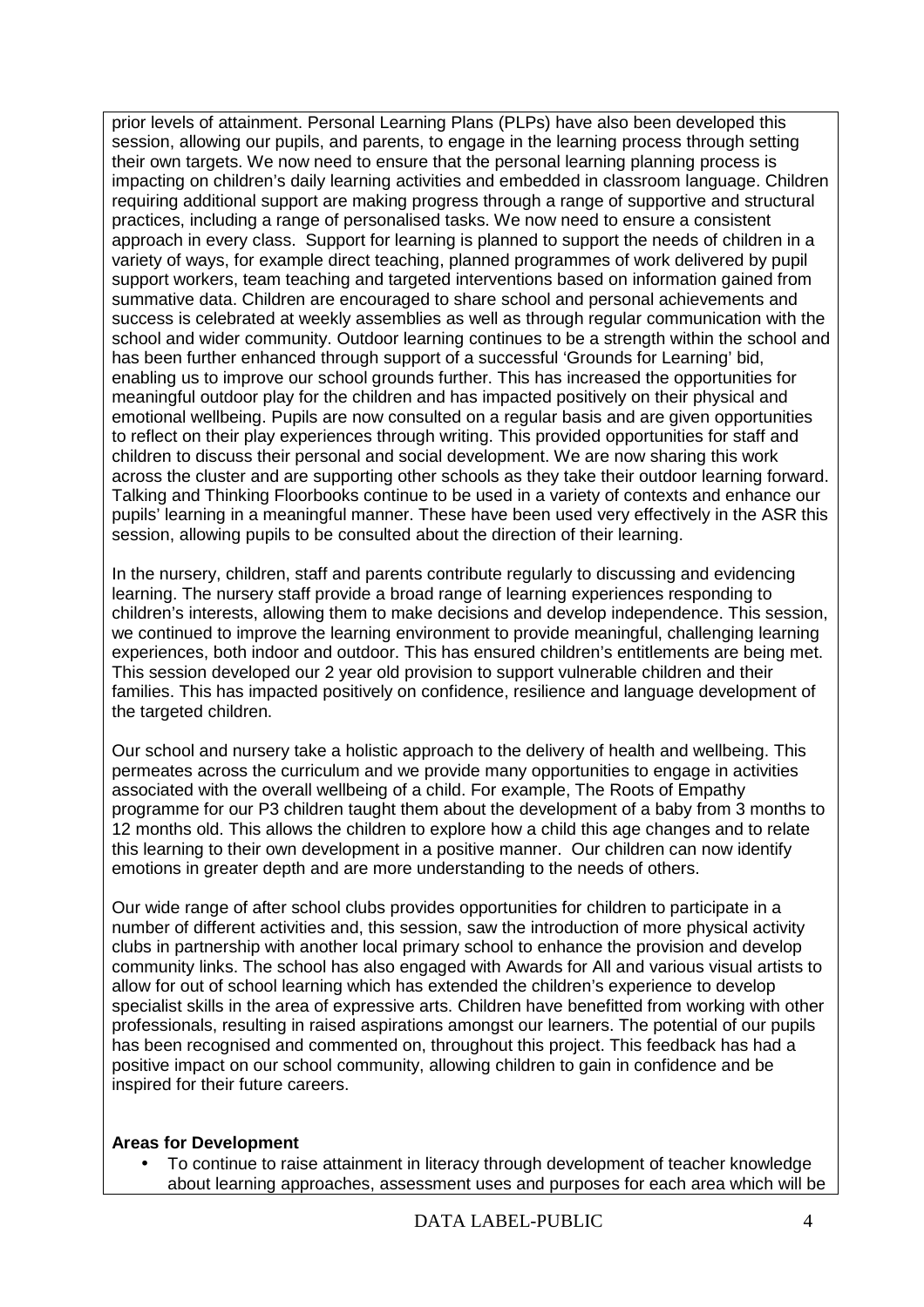prior levels of attainment. Personal Learning Plans (PLPs) have also been developed this session, allowing our pupils, and parents, to engage in the learning process through setting their own targets. We now need to ensure that the personal learning planning process is impacting on children's daily learning activities and embedded in classroom language. Children requiring additional support are making progress through a range of supportive and structural practices, including a range of personalised tasks. We now need to ensure a consistent approach in every class. Support for learning is planned to support the needs of children in a variety of ways, for example direct teaching, planned programmes of work delivered by pupil support workers, team teaching and targeted interventions based on information gained from summative data. Children are encouraged to share school and personal achievements and success is celebrated at weekly assemblies as well as through regular communication with the school and wider community. Outdoor learning continues to be a strength within the school and has been further enhanced through support of a successful 'Grounds for Learning' bid, enabling us to improve our school grounds further. This has increased the opportunities for meaningful outdoor play for the children and has impacted positively on their physical and emotional wellbeing. Pupils are now consulted on a regular basis and are given opportunities to reflect on their play experiences through writing. This provided opportunities for staff and children to discuss their personal and social development. We are now sharing this work across the cluster and are supporting other schools as they take their outdoor learning forward. Talking and Thinking Floorbooks continue to be used in a variety of contexts and enhance our pupils' learning in a meaningful manner. These have been used very effectively in the ASR this session, allowing pupils to be consulted about the direction of their learning.

In the nursery, children, staff and parents contribute regularly to discussing and evidencing learning. The nursery staff provide a broad range of learning experiences responding to children's interests, allowing them to make decisions and develop independence. This session, we continued to improve the learning environment to provide meaningful, challenging learning experiences, both indoor and outdoor. This has ensured children's entitlements are being met. This session developed our 2 year old provision to support vulnerable children and their families. This has impacted positively on confidence, resilience and language development of the targeted children.

Our school and nursery take a holistic approach to the delivery of health and wellbeing. This permeates across the curriculum and we provide many opportunities to engage in activities associated with the overall wellbeing of a child. For example, The Roots of Empathy programme for our P3 children taught them about the development of a baby from 3 months to 12 months old. This allows the children to explore how a child this age changes and to relate this learning to their own development in a positive manner. Our children can now identify emotions in greater depth and are more understanding to the needs of others.

Our wide range of after school clubs provides opportunities for children to participate in a number of different activities and, this session, saw the introduction of more physical activity clubs in partnership with another local primary school to enhance the provision and develop community links. The school has also engaged with Awards for All and various visual artists to allow for out of school learning which has extended the children's experience to develop specialist skills in the area of expressive arts. Children have benefitted from working with other professionals, resulting in raised aspirations amongst our learners. The potential of our pupils has been recognised and commented on, throughout this project. This feedback has had a positive impact on our school community, allowing children to gain in confidence and be inspired for their future careers.

**Areas for Development**

- To continue to raise attainment in literacy through development of teacher knowledge about learning approaches, assessment uses and purposes for each area which will be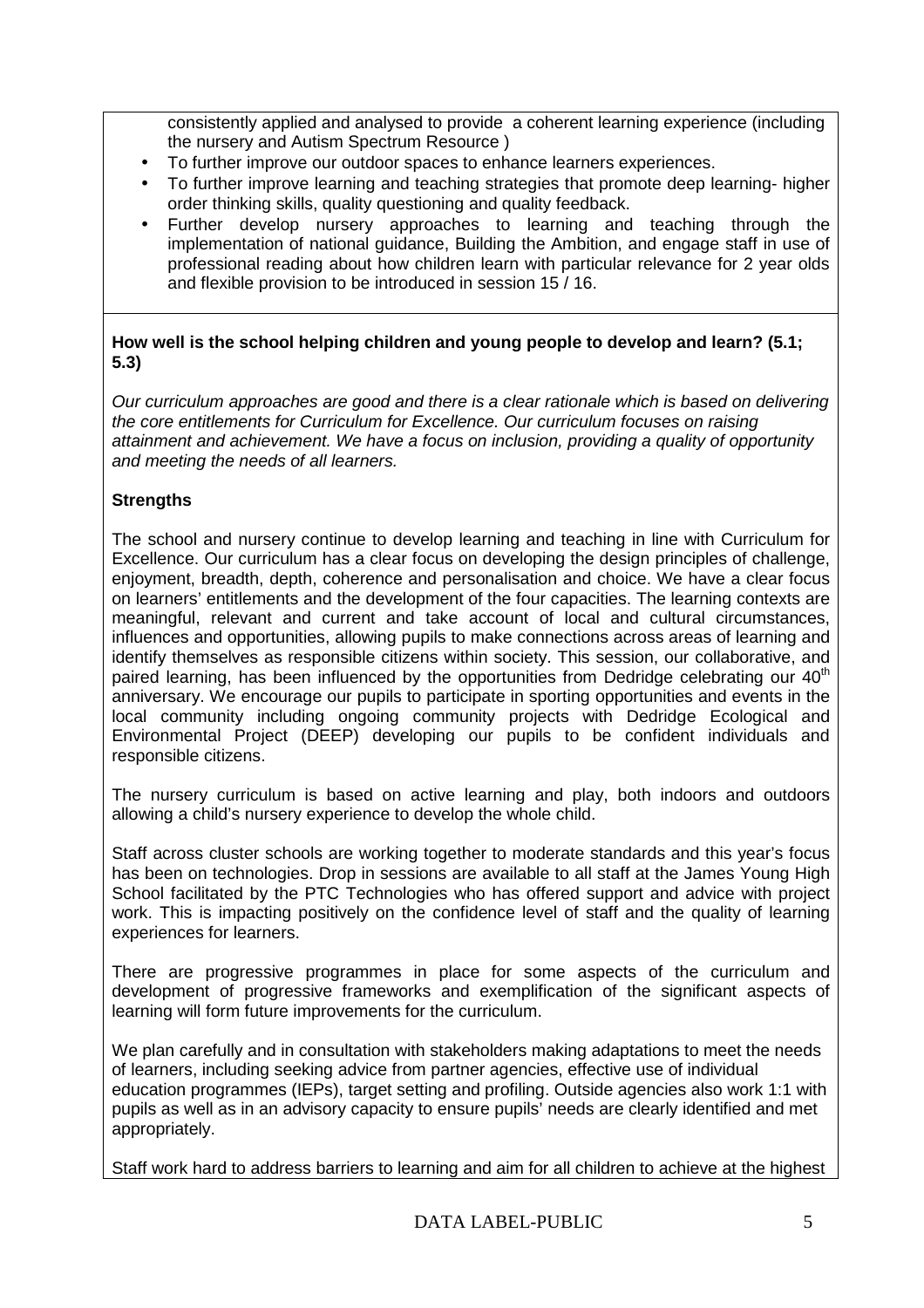consistently applied and analysed to provide a coherent learning experience (including the nursery and Autism Spectrum Resource )

- To further improve our outdoor spaces to enhance learners experiences.
- To further improve learning and teaching strategies that promote deep learning- higher order thinking skills, quality questioning and quality feedback.
- Further develop nursery approaches to learning and teaching through the implementation of national guidance, Building the Ambition, and engage staff in use of professional reading about how children learn with particular relevance for 2 year olds and flexible provision to be introduced in session 15 / 16.

**How well is the school helping children and young people to develop and learn? (5.1; 5.3)**

*Our curriculum approaches are good and there is a clear rationale which is based on delivering the core entitlements for Curriculum for Excellence. Our curriculum focuses on raising attainment and achievement. We have a focus on inclusion, providing a quality of opportunity and meeting the needs of all learners.*

**Strengths**

The school and nursery continue to develop learning and teaching in line with Curriculum for Excellence. Our curriculum has a clear focus on developing the design principles of challenge, enjoyment, breadth, depth, coherence and personalisation and choice. We have a clear focus on learners' entitlements and the development of the four capacities. The learning contexts are meaningful, relevant and current and take account of local and cultural circumstances, influences and opportunities, allowing pupils to make connections across areas of learning and identify themselves as responsible citizens within society. This session, our collaborative, and paired learning, has been influenced by the opportunities from Dedridge celebrating our 40th anniversary. We encourage our pupils to participate in sporting opportunities and events in the local community including ongoing community projects with Dedridge Ecological and Environmental Project (DEEP) developing our pupils to be confident individuals and responsible citizens.

The nursery curriculum is based on active learning and play, both indoors and outdoors allowing a child's nursery experience to develop the whole child.

Staff across cluster schools are working together to moderate standards and this year's focus has been on technologies. Drop in sessions are available to all staff at the James Young High School facilitated by the PTC Technologies who has offered support and advice with project work. This is impacting positively on the confidence level of staff and the quality of learning experiences for learners.

There are progressive programmes in place for some aspects of the curriculum and development of progressive frameworks and exemplification of the significant aspects of learning will form future improvements for the curriculum.

We plan carefully and in consultation with stakeholders making adaptations to meet the needs of learners, including seeking advice from partner agencies, effective use of individual education programmes (IEPs), target setting and profiling. Outside agencies also work 1:1 with pupils as well as in an advisory capacity to ensure pupils' needs are clearly identified and met appropriately.

Staff work hard to address barriers to learning and aim for all children to achieve at the highest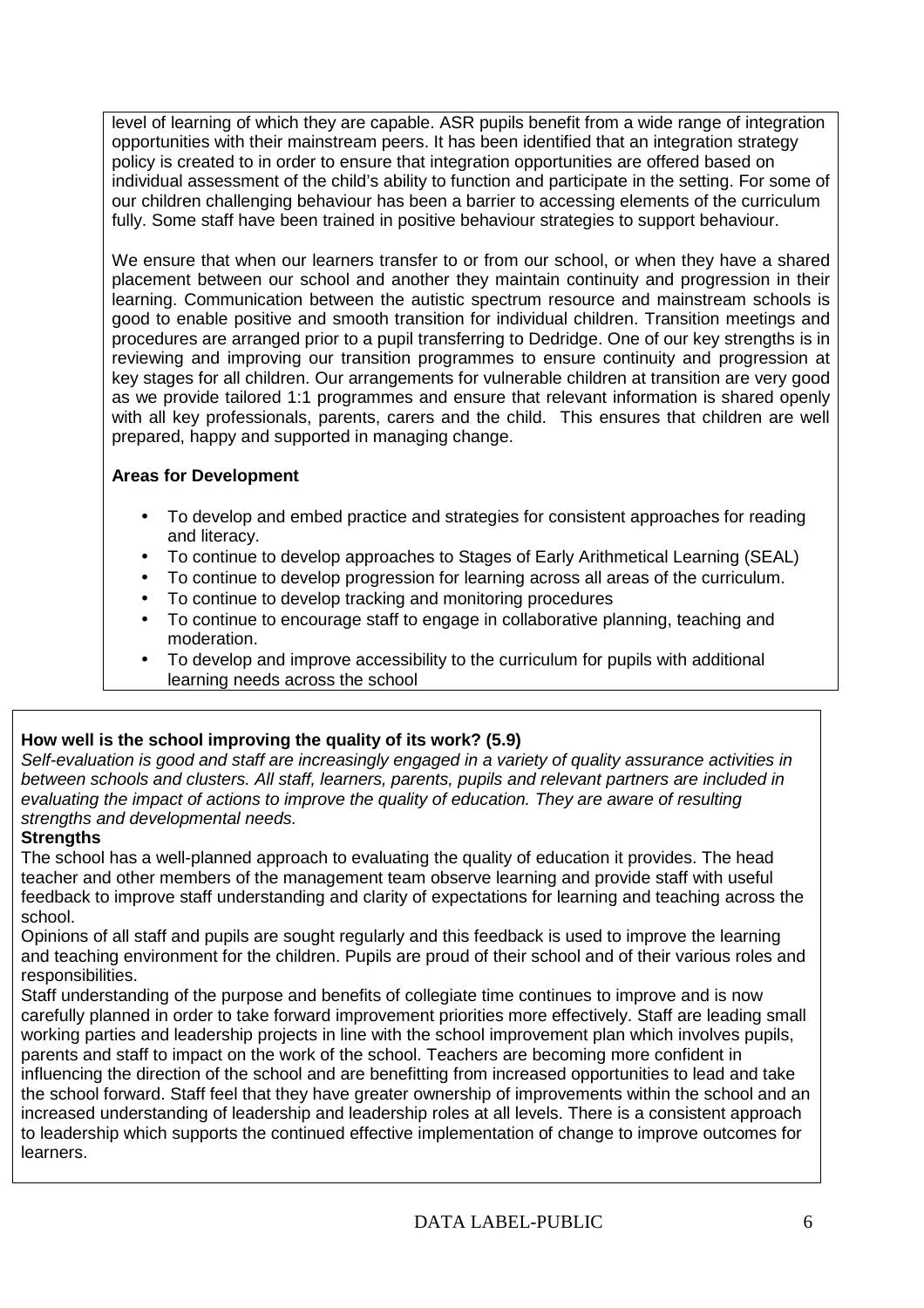level of learning of which they are capable. ASR pupils benefit from a wide range of integration opportunities with their mainstream peers. It has been identified that an integration strategy policy is created to in order to ensure that integration opportunities are offered based on individual assessment of the child's ability to function and participate in the setting. For some of our children challenging behaviour has been a barrier to accessing elements of the curriculum fully. Some staff have been trained in positive behaviour strategies to support behaviour.

We ensure that when our learners transfer to or from our school, or when they have a shared placement between our school and another they maintain continuity and progression in their learning. Communication between the autistic spectrum resource and mainstream schools is good to enable positive and smooth transition for individual children. Transition meetings and procedures are arranged prior to a pupil transferring to Dedridge. One of our key strengths is in reviewing and improving our transition programmes to ensure continuity and progression at key stages for all children. Our arrangements for vulnerable children at transition are very good as we provide tailored 1:1 programmes and ensure that relevant information is shared openly with all key professionals, parents, carers and the child. This ensures that children are well prepared, happy and supported in managing change.

**Areas for Development**

- To develop and embed practice and strategies for consistent approaches for reading and literacy.
- To continue to develop approaches to Stages of Early Arithmetical Learning (SEAL)
- To continue to develop progression for learning across all areas of the curriculum.
- To continue to develop tracking and monitoring procedures
- To continue to encourage staff to engage in collaborative planning, teaching and moderation.
- To develop and improve accessibility to the curriculum for pupils with additional learning needs across the school

**How well is the school improving the quality of its work? (5.9)**

*Self-evaluation is good and staff are increasingly engaged in a variety of quality assurance activities in between schools and clusters. All staff, learners, parents, pupils and relevant partners are included in evaluating the impact of actions to improve the quality of education. They are aware of resulting strengths and developmental needs.*

**Strengths**

The school has a well-planned approach to evaluating the quality of education it provides. The head teacher and other members of the management team observe learning and provide staff with useful feedback to improve staff understanding and clarity of expectations for learning and teaching across the school.

Opinions of all staff and pupils are sought regularly and this feedback is used to improve the learning and teaching environment for the children. Pupils are proud of their school and of their various roles and responsibilities.

Staff understanding of the purpose and benefits of collegiate time continues to improve and is now carefully planned in order to take forward improvement priorities more effectively. Staff are leading small working parties and leadership projects in line with the school improvement plan which involves pupils, parents and staff to impact on the work of the school. Teachers are becoming more confident in influencing the direction of the school and are benefitting from increased opportunities to lead and take the school forward. Staff feel that they have greater ownership of improvements within the school and an increased understanding of leadership and leadership roles at all levels. There is a consistent approach to leadership which supports the continued effective implementation of change to improve outcomes for learners.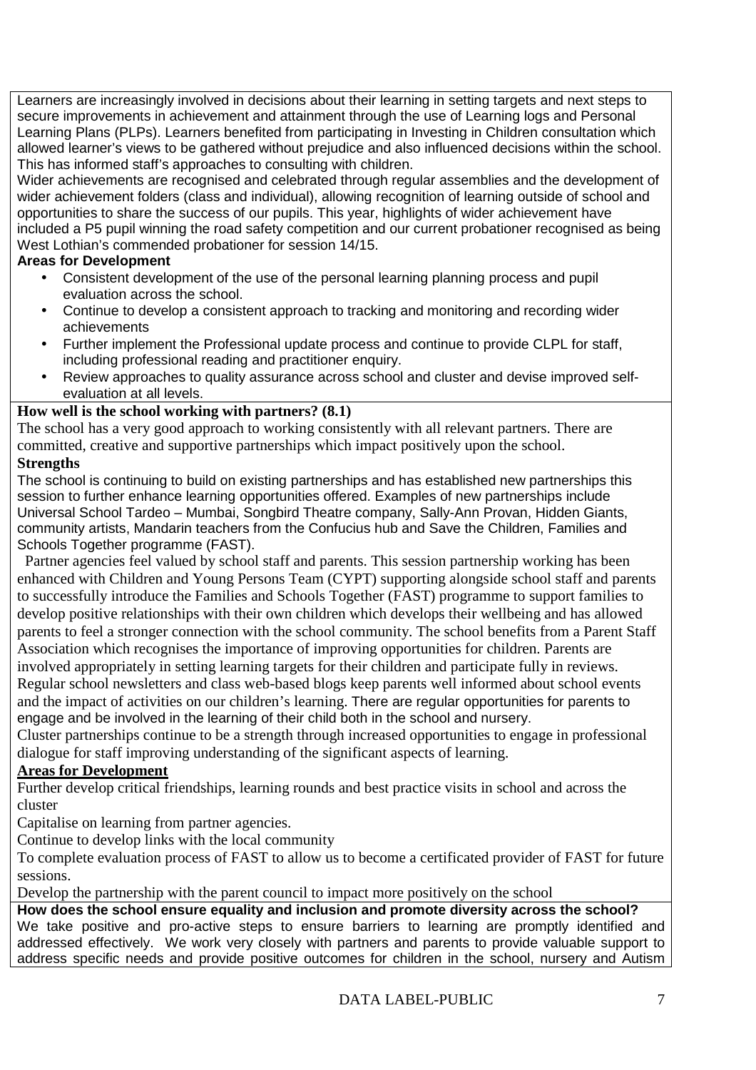Learners are increasingly involved in decisions about their learning in setting targets and next steps to secure improvements in achievement and attainment through the use of Learning logs and Personal Learning Plans (PLPs). Learners benefited from participating in Investing in Children consultation which allowed learner's views to be gathered without prejudice and also influenced decisions within the school. This has informed staff's approaches to consulting with children.

Wider achievements are recognised and celebrated through regular assemblies and the development of wider achievement folders (class and individual), allowing recognition of learning outside of school and opportunities to share the success of our pupils. This year, highlights of wider achievement have included a P5 pupil winning the road safety competition and our current probationer recognised as being West Lothian's commended probationer for session 14/15.

**Areas for Development**

- Consistent development of the use of the personal learning planning process and pupil evaluation across the school.
- Continue to develop a consistent approach to tracking and monitoring and recording wider achievements
- Further implement the Professional update process and continue to provide CLPL for staff, including professional reading and practitioner enquiry.
- Review approaches to quality assurance across school and cluster and devise improved self-evaluation at all levels.

**How well is the school working with partners? (8.1)**

The school has a very good approach to working consistently with all relevant partners. There are committed, creative and supportive partnerships which impact positively upon the school.

**Strengths**

The school is continuing to build on existing partnerships and has established new partnerships this session to further enhance learning opportunities offered. Examples of new partnerships include Universal School Tardeo – Mumbai, Songbird Theatre company, Sally-Ann Provan, Hidden Giants, community artists, Mandarin teachers from the Confucius hub and Save the Children, Families and Schools Together programme (FAST).

Partner agencies feel valued by school staff and parents. This session partnership working has been enhanced with Children and Young Persons Team (CYPT) supporting alongside school staff and parents to successfully introduce the Families and Schools Together (FAST) programme to support families to develop positive relationships with their own children which develops their wellbeing and has allowed parents to feel a stronger connection with the school community. The school benefits from a Parent Staff Association which recognises the importance of improving opportunities for children. Parents are involved appropriately in setting learning targets for their children and participate fully in reviews. Regular school newsletters and class web-based blogs keep parents well informed about school events and the impact of activities on our children's learning. There are regular opportunities for parents to engage and be involved in the learning of their child both in the school and nursery.

Cluster partnerships continue to be a strength through increased opportunities to engage in professional dialogue for staff improving understanding of the significant aspects of learning.

**Areas for Development**

Further develop critical friendships, learning rounds and best practice visits in school and across the cluster

Capitalise on learning from partner agencies.

Continue to develop links with the local community

To complete evaluation process of FAST to allow us to become a certificated provider of FAST for future sessions.

Develop the partnership with the parent council to impact more positively on the school

**How does the school ensure equality and inclusion and promote diversity across the school?**

We take positive and pro-active steps to ensure barriers to learning are promptly identified and addressed effectively. We work very closely with partners and parents to provide valuable support to address specific needs and provide positive outcomes for children in the school, nursery and Autism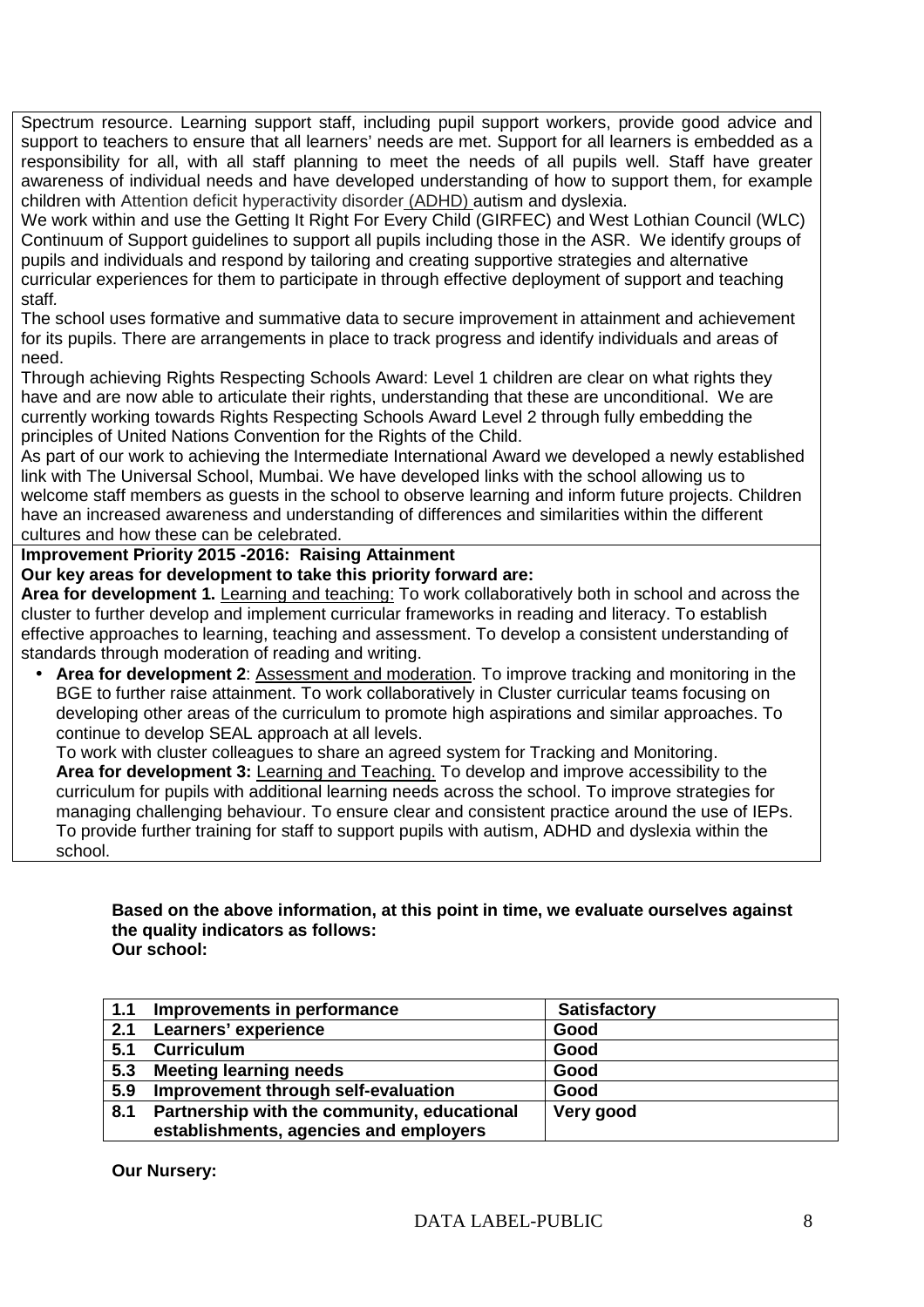Spectrum resource. Learning support staff, including pupil support workers, provide good advice and support to teachers to ensure that all learners' needs are met. Support for all learners is embedded as a responsibility for all, with all staff planning to meet the needs of all pupils well. Staff have greater awareness of individual needs and have developed understanding of how to support them, for example children with Attention deficit hyperactivity disorder (ADHD) autism and dyslexia.

We work within and use the Getting It Right For Every Child (GIRFEC) and West Lothian Council (WLC) Continuum of Support guidelines to support all pupils including those in the ASR. We identify groups of pupils and individuals and respond by tailoring and creating supportive strategies and alternative curricular experiences for them to participate in through effective deployment of support and teaching staff.

The school uses formative and summative data to secure improvement in attainment and achievement for its pupils. There are arrangements in place to track progress and identify individuals and areas of need.

Through achieving Rights Respecting Schools Award: Level 1 children are clear on what rights they have and are now able to articulate their rights, understanding that these are unconditional. We are currently working towards Rights Respecting Schools Award Level 2 through fully embedding the principles of United Nations Convention for the Rights of the Child.

As part of our work to achieving the Intermediate International Award we developed a newly established link with The Universal School, Mumbai. We have developed links with the school allowing us to welcome staff members as guests in the school to observe learning and inform future projects. Children have an increased awareness and understanding of differences and similarities within the different cultures and how these can be celebrated.

**Improvement Priority 2015 -2016: Raising Attainment**

**Our key areas for development to take this priority forward are:**

**Area for development 1.** Learning and teaching: To work collaboratively both in school and across the cluster to further develop and implement curricular frameworks in reading and literacy. To establish effective approaches to learning, teaching and assessment. To develop a consistent understanding of standards through moderation of reading and writing.

- **Area for development 2**: Assessment and moderation. To improve tracking and monitoring in the BGE to further raise attainment. To work collaboratively in Cluster curricular teams focusing on developing other areas of the curriculum to promote high aspirations and similar approaches. To continue to develop SEAL approach at all levels.

  To work with cluster colleagues to share an agreed system for Tracking and Monitoring.

  **Area for development 3:** Learning and Teaching. To develop and improve accessibility to the curriculum for pupils with additional learning needs across the school. To improve strategies for managing challenging behaviour. To ensure clear and consistent practice around the use of IEPs. To provide further training for staff to support pupils with autism, ADHD and dyslexia within the school.

**Based on the above information, at this point in time, we evaluate ourselves against the quality indicators as follows:**

**Our school:**

| | | |
|---|---|---|
| **1.1** | **Improvements in performance** | **Satisfactory** |
| **2.1** | **Learners' experience** | **Good** |
| **5.1** | **Curriculum** | **Good** |
| **5.3** | **Meeting learning needs** | **Good** |
| **5.9** | **Improvement through self-evaluation** | **Good** |
| **8.1** | **Partnership with the community, educational establishments, agencies and employers** | **Very good** |

**Our Nursery:**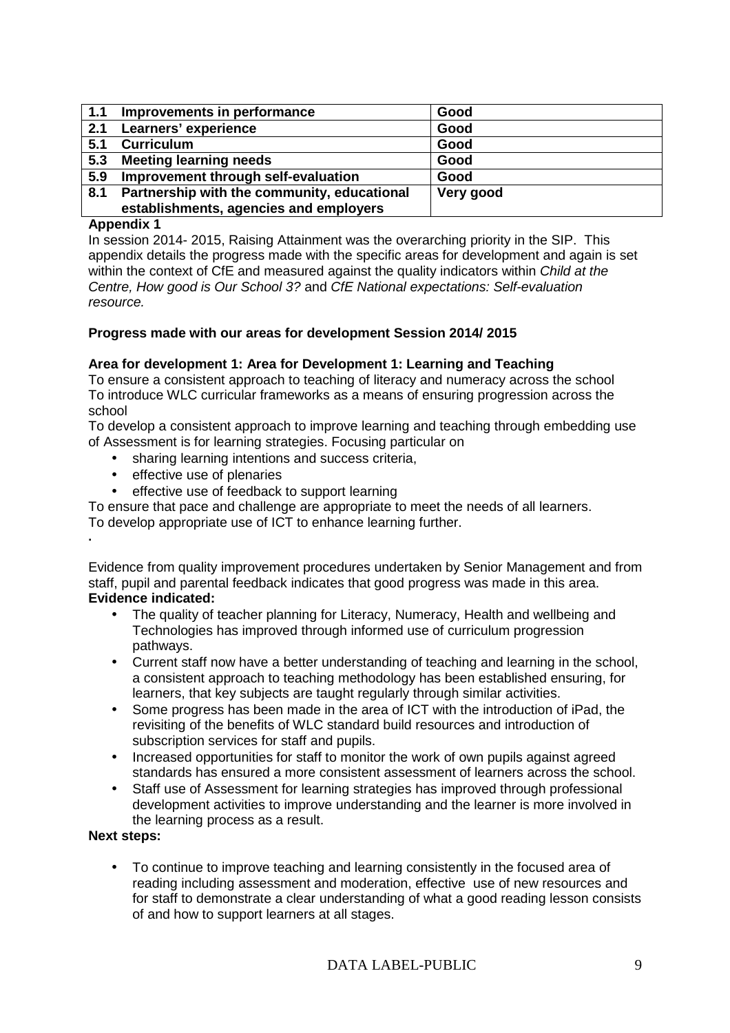| 1.1 Improvements in performance | Good |
|---|---|
| 2.1 Learners' experience | Good |
| 5.1 Curriculum | Good |
| 5.3 Meeting learning needs | Good |
| 5.9 Improvement through self-evaluation | Good |
| 8.1 Partnership with the community, educational establishments, agencies and employers | Very good |

**Appendix 1**

In session 2014- 2015, Raising Attainment was the overarching priority in the SIP. This appendix details the progress made with the specific areas for development and again is set within the context of CfE and measured against the quality indicators within *Child at the Centre, How good is Our School 3?* and *CfE National expectations: Self-evaluation resource.*

**Progress made with our areas for development Session 2014/ 2015**

**Area for development 1: Area for Development 1: Learning and Teaching**

To ensure a consistent approach to teaching of literacy and numeracy across the school
To introduce WLC curricular frameworks as a means of ensuring progression across the school
To develop a consistent approach to improve learning and teaching through embedding use of Assessment is for learning strategies. Focusing particular on

- sharing learning intentions and success criteria,
- effective use of plenaries
- effective use of feedback to support learning

To ensure that pace and challenge are appropriate to meet the needs of all learners.
To develop appropriate use of ICT to enhance learning further.

.

Evidence from quality improvement procedures undertaken by Senior Management and from staff, pupil and parental feedback indicates that good progress was made in this area.

**Evidence indicated:**

- The quality of teacher planning for Literacy, Numeracy, Health and wellbeing and Technologies has improved through informed use of curriculum progression pathways.
- Current staff now have a better understanding of teaching and learning in the school, a consistent approach to teaching methodology has been established ensuring, for learners, that key subjects are taught regularly through similar activities.
- Some progress has been made in the area of ICT with the introduction of iPad, the revisiting of the benefits of WLC standard build resources and introduction of subscription services for staff and pupils.
- Increased opportunities for staff to monitor the work of own pupils against agreed standards has ensured a more consistent assessment of learners across the school.
- Staff use of Assessment for learning strategies has improved through professional development activities to improve understanding and the learner is more involved in the learning process as a result.

**Next steps:**

- To continue to improve teaching and learning consistently in the focused area of reading including assessment and moderation, effective use of new resources and for staff to demonstrate a clear understanding of what a good reading lesson consists of and how to support learners at all stages.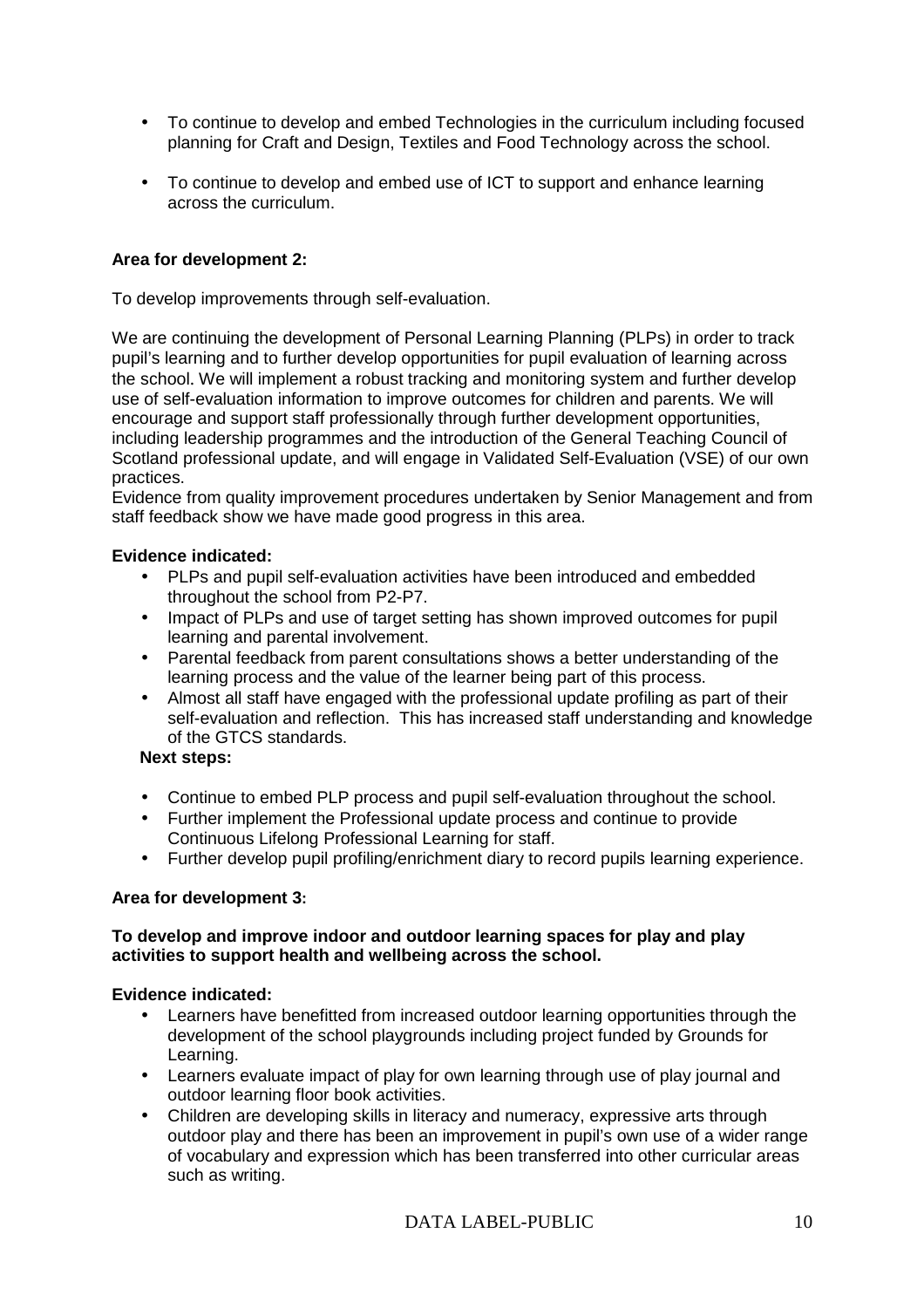- To continue to develop and embed Technologies in the curriculum including focused planning for Craft and Design, Textiles and Food Technology across the school.
- To continue to develop and embed use of ICT to support and enhance learning across the curriculum.

**Area for development 2:**

To develop improvements through self-evaluation.

We are continuing the development of Personal Learning Planning (PLPs) in order to track pupil's learning and to further develop opportunities for pupil evaluation of learning across the school. We will implement a robust tracking and monitoring system and further develop use of self-evaluation information to improve outcomes for children and parents. We will encourage and support staff professionally through further development opportunities, including leadership programmes and the introduction of the General Teaching Council of Scotland professional update, and will engage in Validated Self-Evaluation (VSE) of our own practices.
Evidence from quality improvement procedures undertaken by Senior Management and from staff feedback show we have made good progress in this area.

**Evidence indicated:**

- PLPs and pupil self-evaluation activities have been introduced and embedded throughout the school from P2-P7.
- Impact of PLPs and use of target setting has shown improved outcomes for pupil learning and parental involvement.
- Parental feedback from parent consultations shows a better understanding of the learning process and the value of the learner being part of this process.
- Almost all staff have engaged with the professional update profiling as part of their self-evaluation and reflection. This has increased staff understanding and knowledge of the GTCS standards.

**Next steps:**

- Continue to embed PLP process and pupil self-evaluation throughout the school.
- Further implement the Professional update process and continue to provide Continuous Lifelong Professional Learning for staff.
- Further develop pupil profiling/enrichment diary to record pupils learning experience.

**Area for development 3:**

**To develop and improve indoor and outdoor learning spaces for play and play activities to support health and wellbeing across the school.**

**Evidence indicated:**

- Learners have benefitted from increased outdoor learning opportunities through the development of the school playgrounds including project funded by Grounds for Learning.
- Learners evaluate impact of play for own learning through use of play journal and outdoor learning floor book activities.
- Children are developing skills in literacy and numeracy, expressive arts through outdoor play and there has been an improvement in pupil's own use of a wider range of vocabulary and expression which has been transferred into other curricular areas such as writing.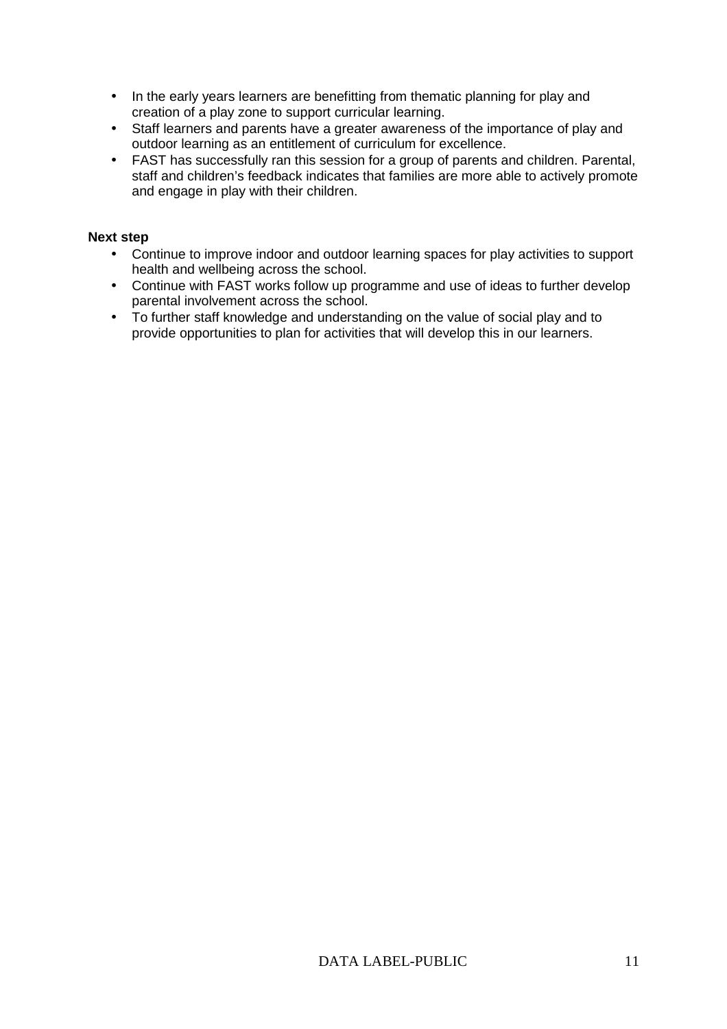- In the early years learners are benefitting from thematic planning for play and creation of a play zone to support curricular learning.
- Staff learners and parents have a greater awareness of the importance of play and outdoor learning as an entitlement of curriculum for excellence.
- FAST has successfully ran this session for a group of parents and children. Parental, staff and children's feedback indicates that families are more able to actively promote and engage in play with their children.

**Next step**

- Continue to improve indoor and outdoor learning spaces for play activities to support health and wellbeing across the school.
- Continue with FAST works follow up programme and use of ideas to further develop parental involvement across the school.
- To further staff knowledge and understanding on the value of social play and to provide opportunities to plan for activities that will develop this in our learners.

DATA LABEL-PUBLIC